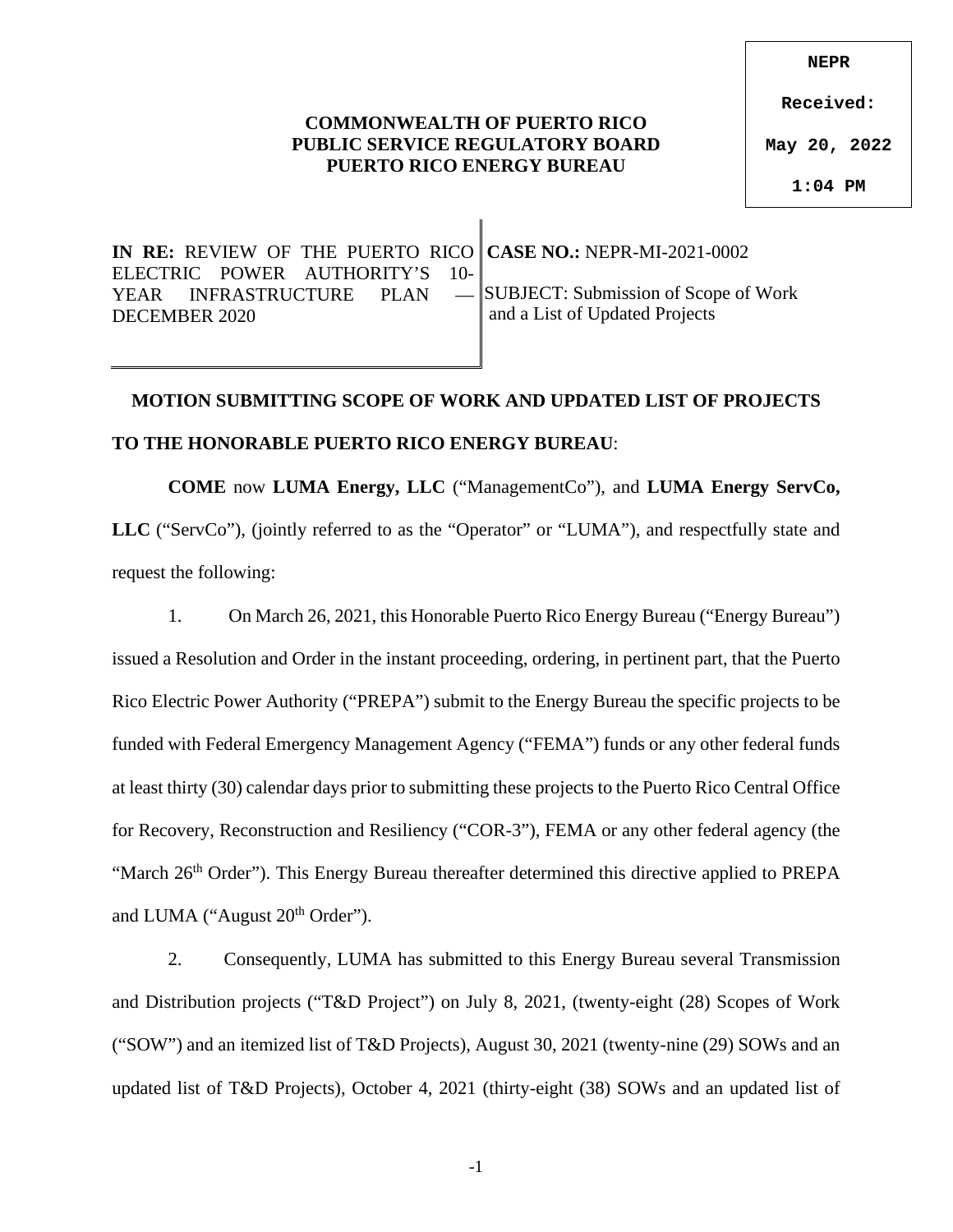NEPR

Received:

May 20, 2022

1:04 PM

**COMMONWEALTH OF PUERTO RICO**
**PUBLIC SERVICE REGULATORY BOARD**
**PUERTO RICO ENERGY BUREAU**

| | |
|---|---|
| **IN RE:** REVIEW OF THE PUERTO RICO ELECTRIC POWER AUTHORITY'S 10-YEAR INFRASTRUCTURE PLAN — DECEMBER 2020 | **CASE NO.:** NEPR-MI-2021-0002<br><br>SUBJECT: Submission of Scope of Work and a List of Updated Projects |

## MOTION SUBMITTING SCOPE OF WORK AND UPDATED LIST OF PROJECTS

**TO THE HONORABLE PUERTO RICO ENERGY BUREAU**:

**COME** now **LUMA Energy, LLC** ("ManagementCo"), and **LUMA Energy ServCo, LLC** ("ServCo"), (jointly referred to as the "Operator" or "LUMA"), and respectfully state and request the following:

1. On March 26, 2021, this Honorable Puerto Rico Energy Bureau ("Energy Bureau") issued a Resolution and Order in the instant proceeding, ordering, in pertinent part, that the Puerto Rico Electric Power Authority ("PREPA") submit to the Energy Bureau the specific projects to be funded with Federal Emergency Management Agency ("FEMA") funds or any other federal funds at least thirty (30) calendar days prior to submitting these projects to the Puerto Rico Central Office for Recovery, Reconstruction and Resiliency ("COR-3"), FEMA or any other federal agency (the "March 26th Order"). This Energy Bureau thereafter determined this directive applied to PREPA and LUMA ("August 20th Order").

2. Consequently, LUMA has submitted to this Energy Bureau several Transmission and Distribution projects ("T&D Project") on July 8, 2021, (twenty-eight (28) Scopes of Work ("SOW") and an itemized list of T&D Projects), August 30, 2021 (twenty-nine (29) SOWs and an updated list of T&D Projects), October 4, 2021 (thirty-eight (38) SOWs and an updated list of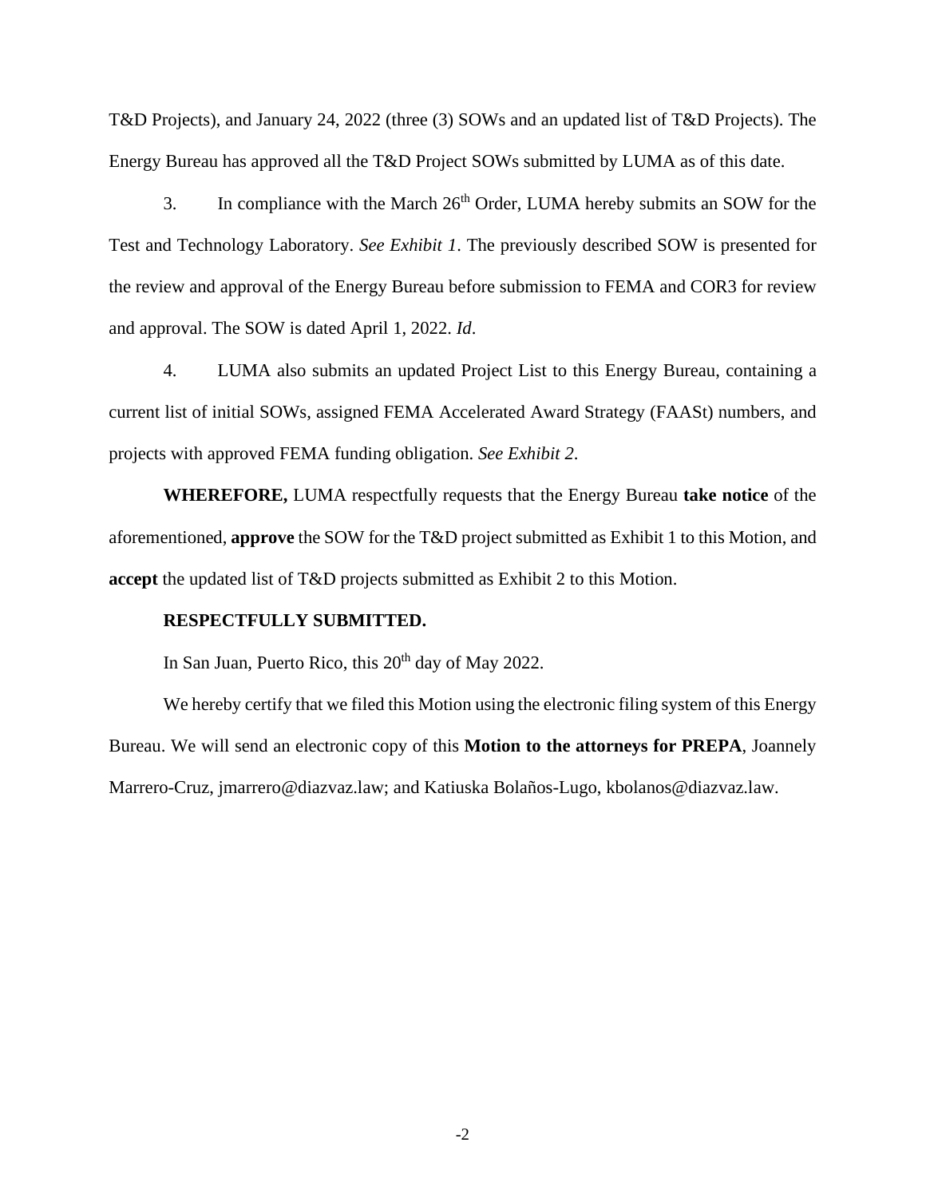T&D Projects), and January 24, 2022 (three (3) SOWs and an updated list of T&D Projects). The Energy Bureau has approved all the T&D Project SOWs submitted by LUMA as of this date.

3. In compliance with the March 26th Order, LUMA hereby submits an SOW for the Test and Technology Laboratory. *See Exhibit 1*. The previously described SOW is presented for the review and approval of the Energy Bureau before submission to FEMA and COR3 for review and approval. The SOW is dated April 1, 2022. *Id*.

4. LUMA also submits an updated Project List to this Energy Bureau, containing a current list of initial SOWs, assigned FEMA Accelerated Award Strategy (FAASt) numbers, and projects with approved FEMA funding obligation. *See Exhibit 2*.

**WHEREFORE,** LUMA respectfully requests that the Energy Bureau **take notice** of the aforementioned, **approve** the SOW for the T&D project submitted as Exhibit 1 to this Motion, and **accept** the updated list of T&D projects submitted as Exhibit 2 to this Motion.

**RESPECTFULLY SUBMITTED.**

In San Juan, Puerto Rico, this 20th day of May 2022.

We hereby certify that we filed this Motion using the electronic filing system of this Energy Bureau. We will send an electronic copy of this **Motion to the attorneys for PREPA**, Joannely Marrero-Cruz, jmarrero@diazvaz.law; and Katiuska Bolaños-Lugo, kbolanos@diazvaz.law.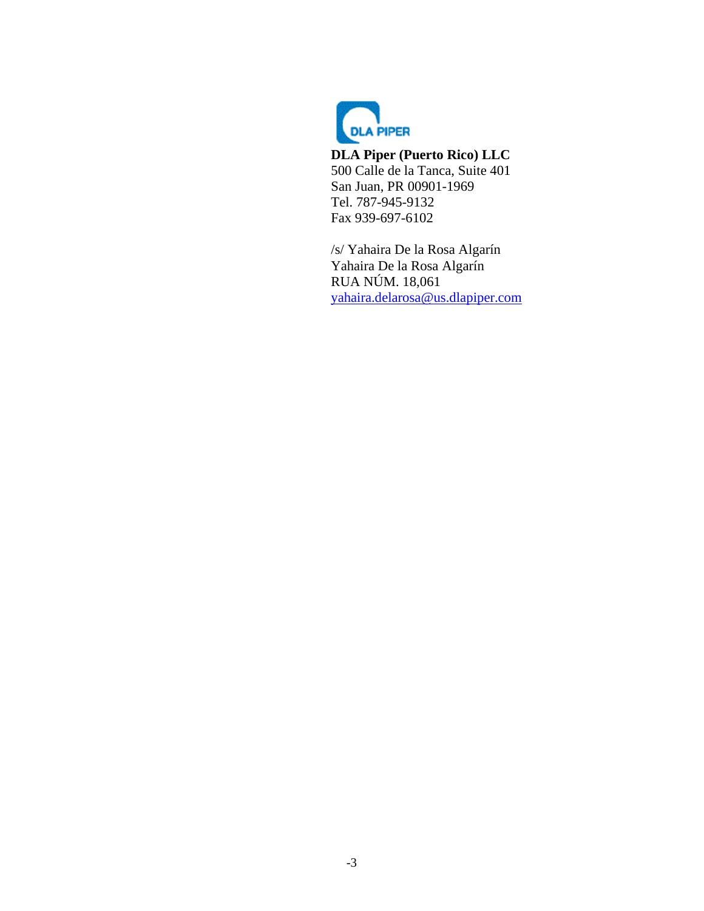**DLA Piper (Puerto Rico) LLC**
500 Calle de la Tanca, Suite 401
San Juan, PR 00901-1969
Tel. 787-945-9132
Fax 939-697-6102

/s/ Yahaira De la Rosa Algarín
Yahaira De la Rosa Algarín
RUA NÚM. 18,061
yahaira.delarosa@us.dlapiper.com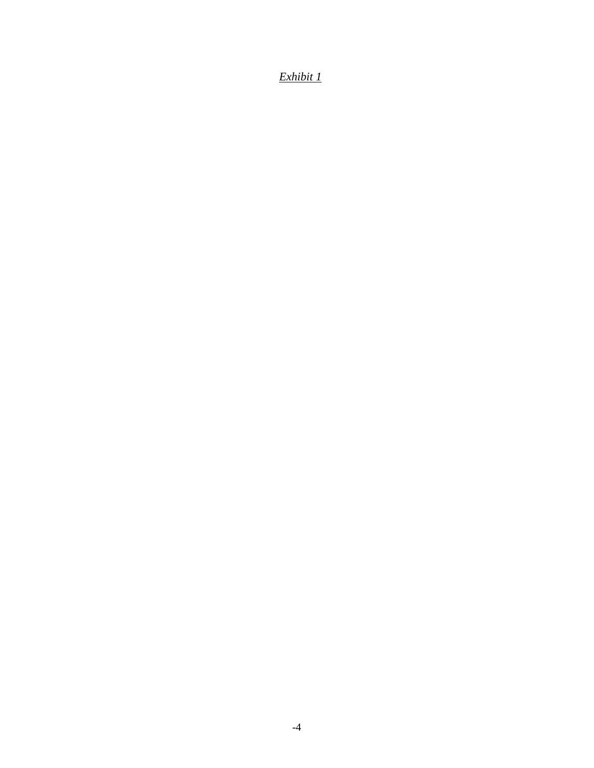*Exhibit 1*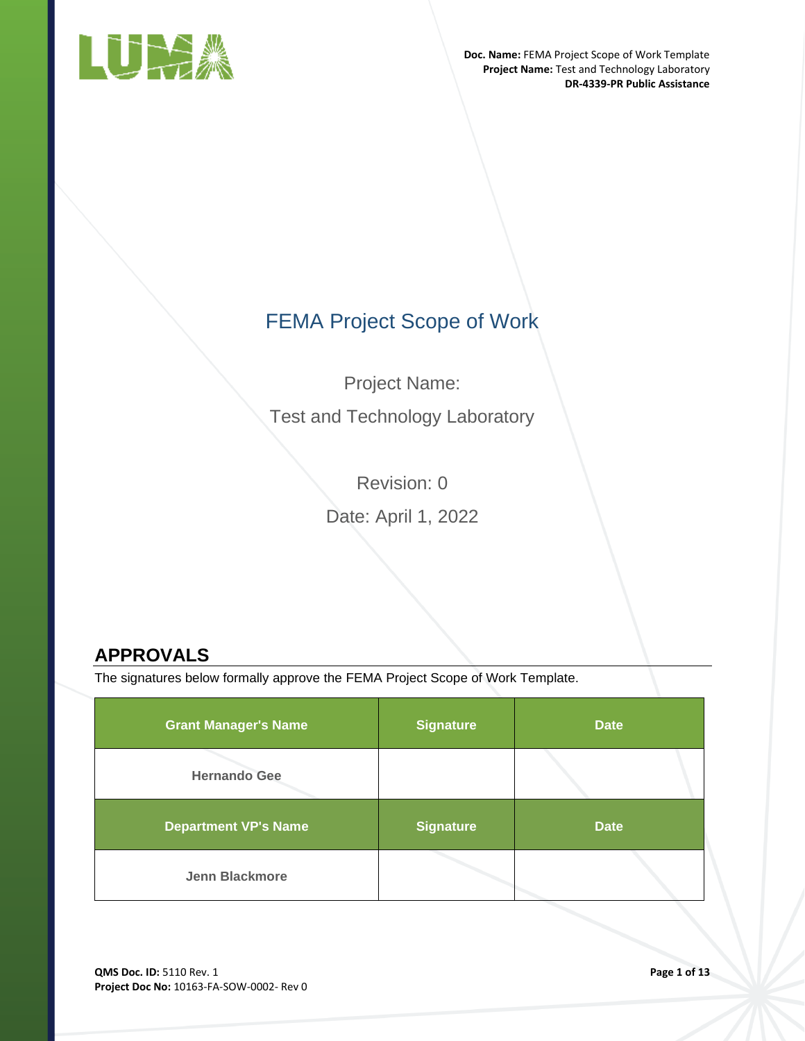# FEMA Project Scope of Work

Project Name:

Test and Technology Laboratory

Revision: 0

Date: April 1, 2022

## APPROVALS

The signatures below formally approve the FEMA Project Scope of Work Template.

| Grant Manager's Name | Signature | Date |
|---|---|---|
| Hernando Gee | | |
| **Department VP's Name** | **Signature** | **Date** |
| Jenn Blackmore | | |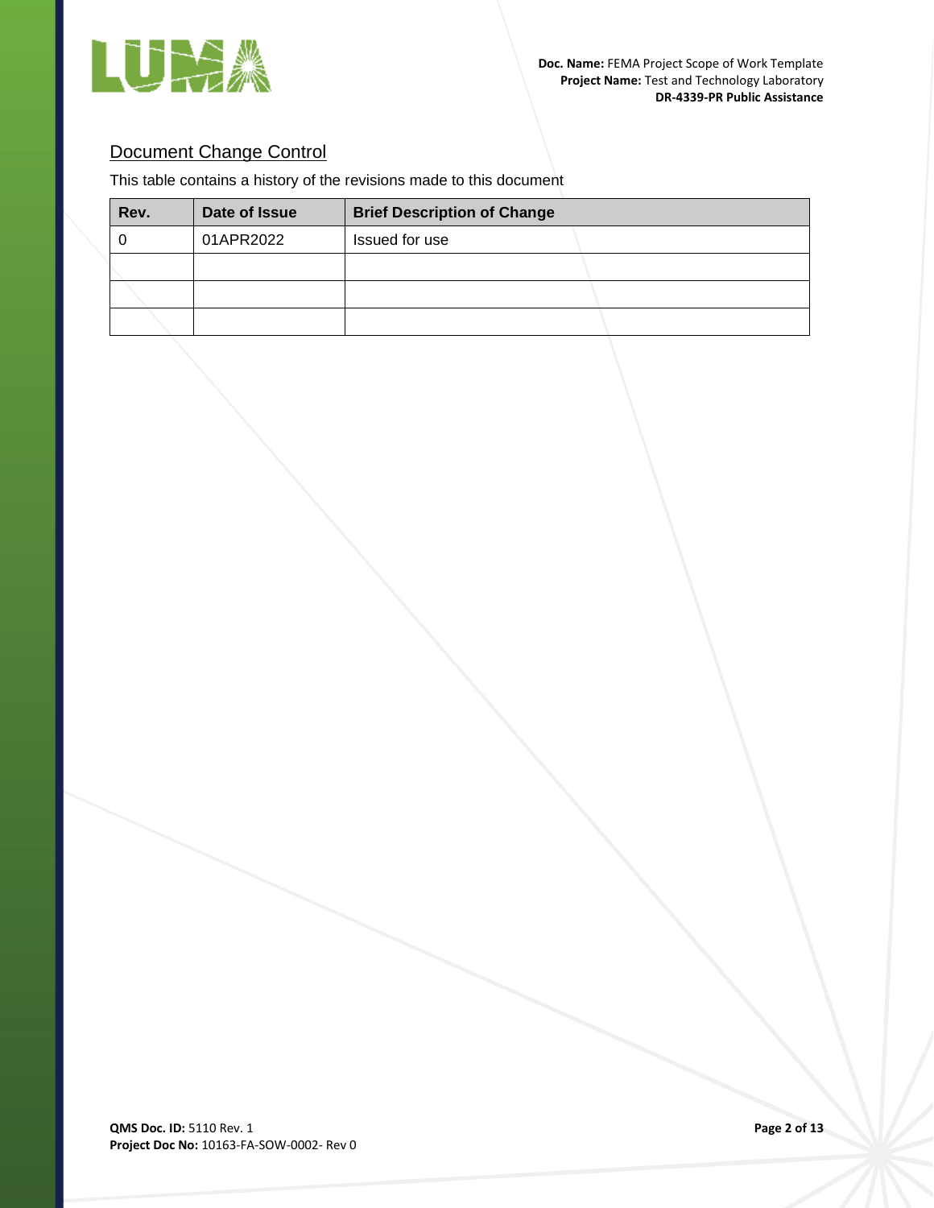## Document Change Control

This table contains a history of the revisions made to this document

| Rev. | Date of Issue | Brief Description of Change |
| --- | --- | --- |
| 0 | 01APR2022 | Issued for use |
| | | |
| | | |
| | | |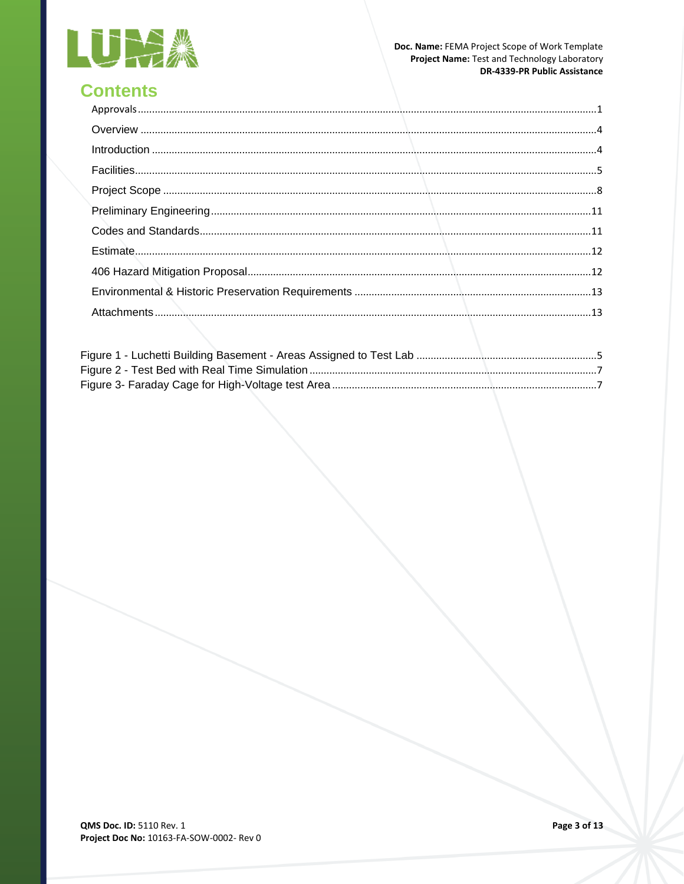# Contents

Approvals ........................................................................................................................................................ 1

Overview ......................................................................................................................................................... 4

Introduction ..................................................................................................................................................... 4

Facilities ........................................................................................................................................................... 5

Project Scope ................................................................................................................................................... 8

Preliminary Engineering ................................................................................................................................ 11

Codes and Standards ..................................................................................................................................... 11

Estimate ......................................................................................................................................................... 12

406 Hazard Mitigation Proposal .................................................................................................................... 12

Environmental & Historic Preservation Requirements .................................................................................. 13

Attachments ................................................................................................................................................... 13

Figure 1 - Luchetti Building Basement - Areas Assigned to Test Lab ............................................................... 5

Figure 2 - Test Bed with Real Time Simulation ................................................................................................ 7

Figure 3- Faraday Cage for High-Voltage test Area ........................................................................................... 7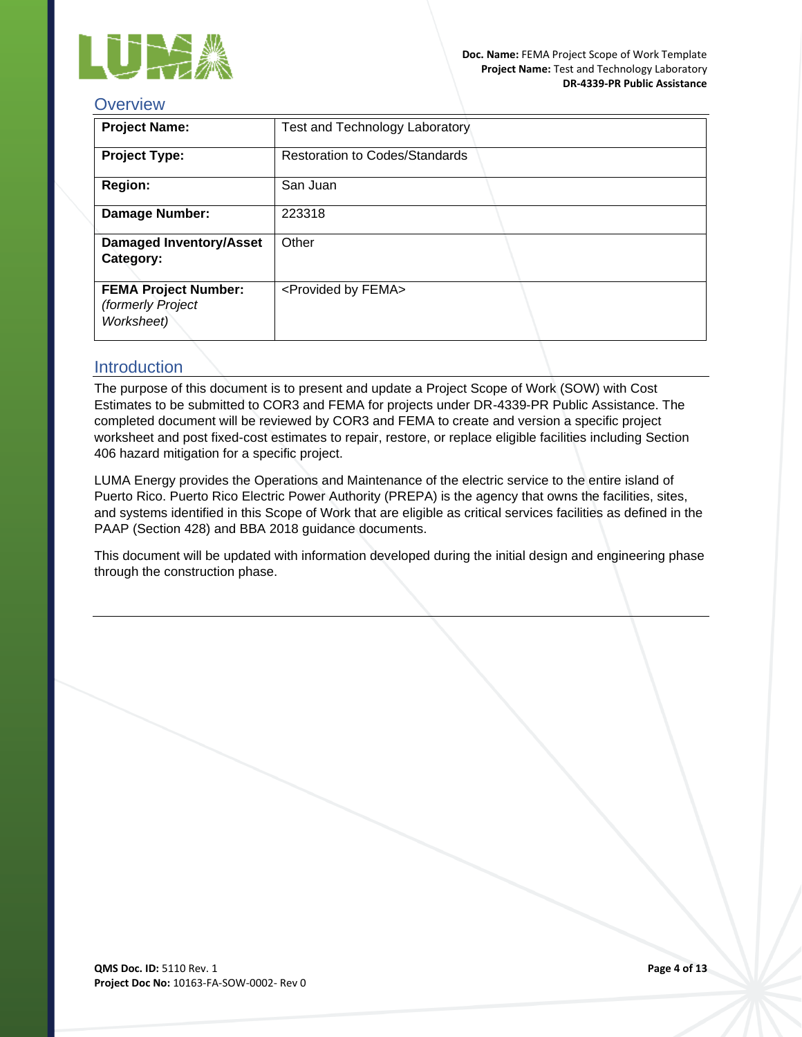## Overview

| Project Name: | Test and Technology Laboratory |
|---|---|
| **Project Type:** | Restoration to Codes/Standards |
| **Region:** | San Juan |
| **Damage Number:** | 223318 |
| **Damaged Inventory/Asset Category:** | Other |
| **FEMA Project Number:** *(formerly Project Worksheet)* | <Provided by FEMA> |

## Introduction

The purpose of this document is to present and update a Project Scope of Work (SOW) with Cost Estimates to be submitted to COR3 and FEMA for projects under DR-4339-PR Public Assistance. The completed document will be reviewed by COR3 and FEMA to create and version a specific project worksheet and post fixed-cost estimates to repair, restore, or replace eligible facilities including Section 406 hazard mitigation for a specific project.

LUMA Energy provides the Operations and Maintenance of the electric service to the entire island of Puerto Rico. Puerto Rico Electric Power Authority (PREPA) is the agency that owns the facilities, sites, and systems identified in this Scope of Work that are eligible as critical services facilities as defined in the PAAP (Section 428) and BBA 2018 guidance documents.

This document will be updated with information developed during the initial design and engineering phase through the construction phase.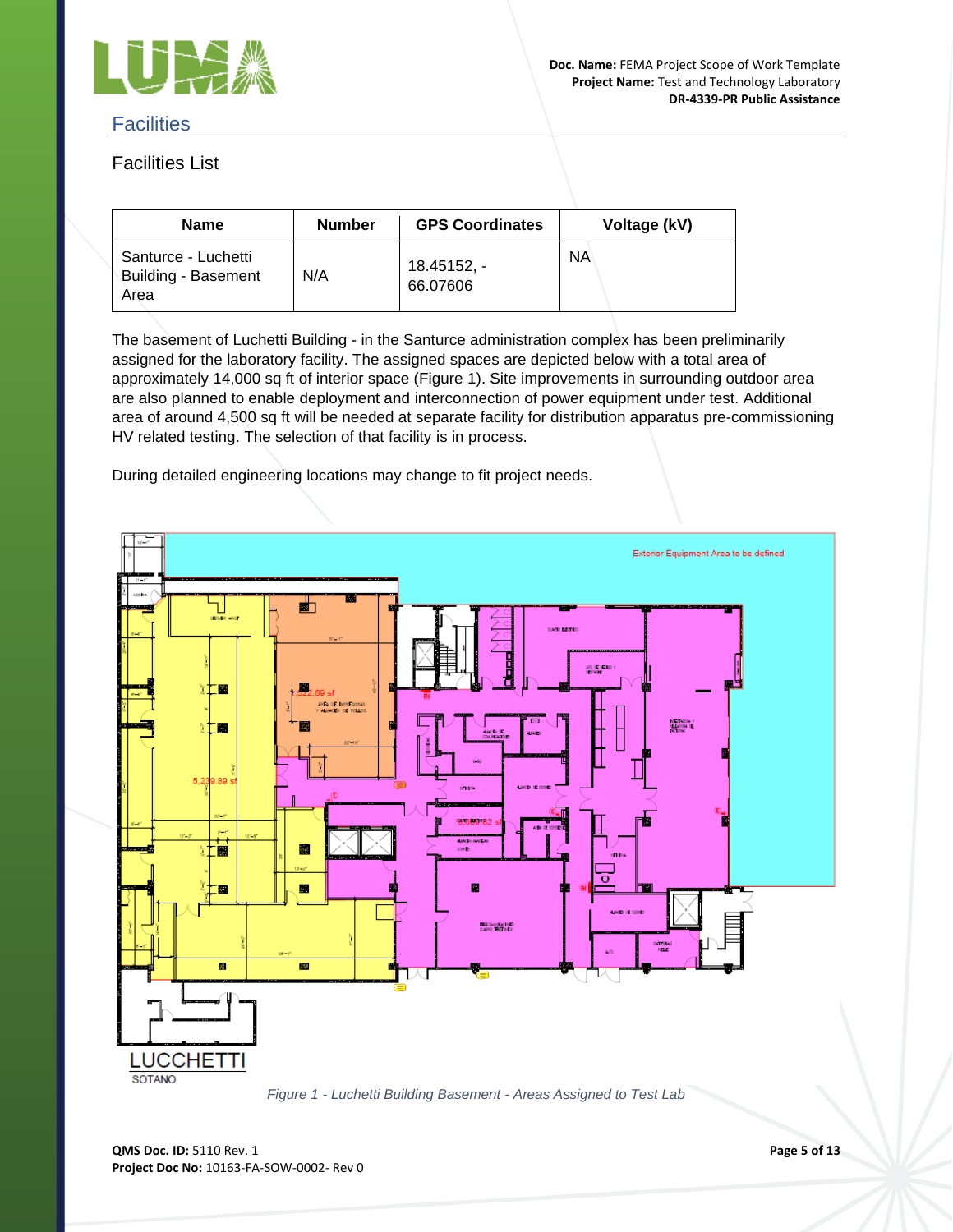## Facilities

### Facilities List

| Name | Number | GPS Coordinates | Voltage (kV) |
|---|---|---|---|
| Santurce - Luchetti Building - Basement Area | N/A | 18.45152, -66.07606 | NA |

The basement of Luchetti Building - in the Santurce administration complex has been preliminarily assigned for the laboratory facility. The assigned spaces are depicted below with a total area of approximately 14,000 sq ft of interior space (Figure 1). Site improvements in surrounding outdoor area are also planned to enable deployment and interconnection of power equipment under test. Additional area of around 4,500 sq ft will be needed at separate facility for distribution apparatus pre-commissioning HV related testing. The selection of that facility is in process.

During detailed engineering locations may change to fit project needs.

*Figure 1 - Luchetti Building Basement - Areas Assigned to Test Lab*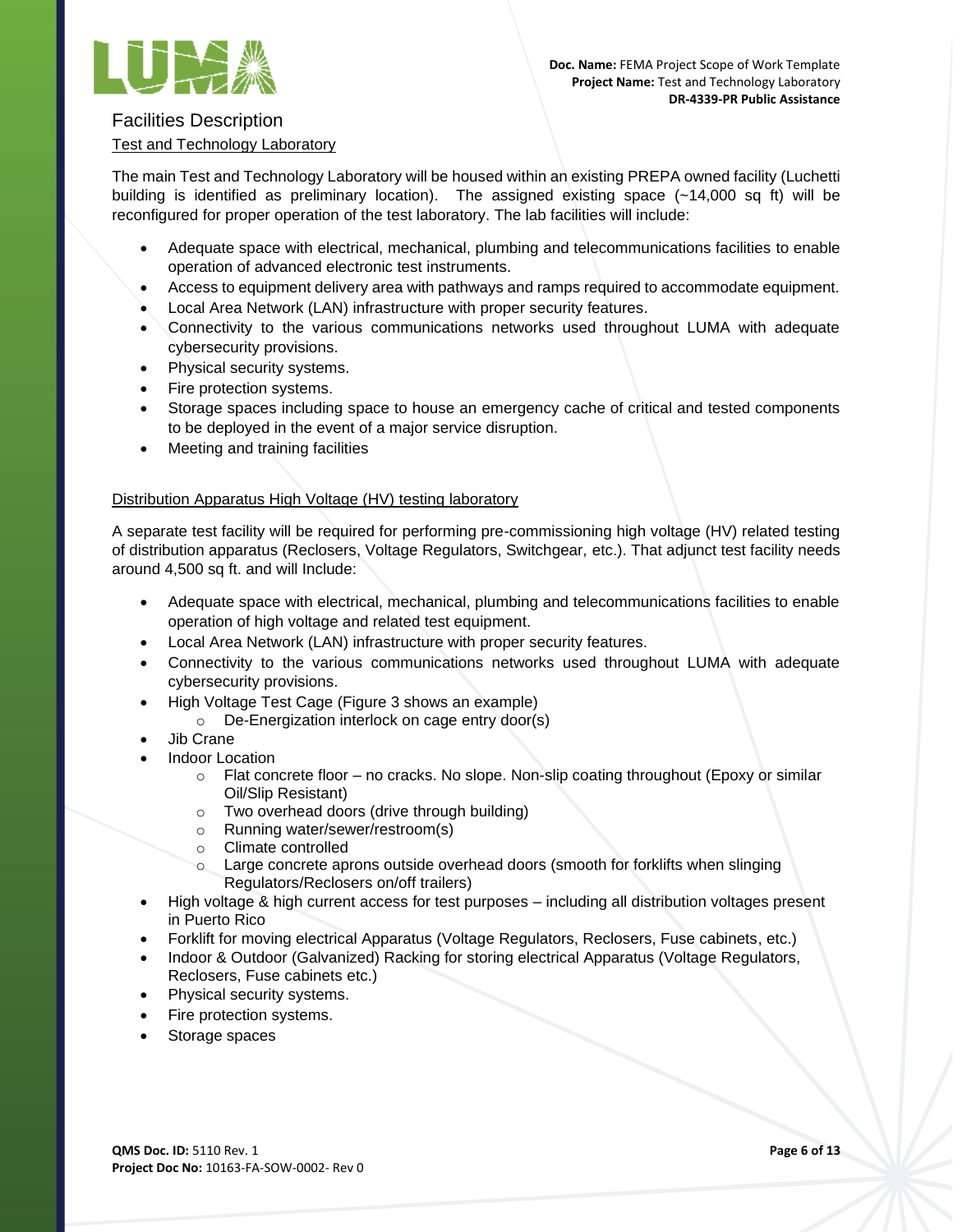## Facilities Description

### Test and Technology Laboratory

The main Test and Technology Laboratory will be housed within an existing PREPA owned facility (Luchetti building is identified as preliminary location). The assigned existing space (~14,000 sq ft) will be reconfigured for proper operation of the test laboratory. The lab facilities will include:

- Adequate space with electrical, mechanical, plumbing and telecommunications facilities to enable operation of advanced electronic test instruments.
- Access to equipment delivery area with pathways and ramps required to accommodate equipment.
- Local Area Network (LAN) infrastructure with proper security features.
- Connectivity to the various communications networks used throughout LUMA with adequate cybersecurity provisions.
- Physical security systems.
- Fire protection systems.
- Storage spaces including space to house an emergency cache of critical and tested components to be deployed in the event of a major service disruption.
- Meeting and training facilities

### Distribution Apparatus High Voltage (HV) testing laboratory

A separate test facility will be required for performing pre-commissioning high voltage (HV) related testing of distribution apparatus (Reclosers, Voltage Regulators, Switchgear, etc.). That adjunct test facility needs around 4,500 sq ft. and will Include:

- Adequate space with electrical, mechanical, plumbing and telecommunications facilities to enable operation of high voltage and related test equipment.
- Local Area Network (LAN) infrastructure with proper security features.
- Connectivity to the various communications networks used throughout LUMA with adequate cybersecurity provisions.
- High Voltage Test Cage (Figure 3 shows an example)
  - De-Energization interlock on cage entry door(s)
- Jib Crane
- Indoor Location
  - Flat concrete floor – no cracks. No slope. Non-slip coating throughout (Epoxy or similar Oil/Slip Resistant)
  - Two overhead doors (drive through building)
  - Running water/sewer/restroom(s)
  - Climate controlled
  - Large concrete aprons outside overhead doors (smooth for forklifts when slinging Regulators/Reclosers on/off trailers)
- High voltage & high current access for test purposes – including all distribution voltages present in Puerto Rico
- Forklift for moving electrical Apparatus (Voltage Regulators, Reclosers, Fuse cabinets, etc.)
- Indoor & Outdoor (Galvanized) Racking for storing electrical Apparatus (Voltage Regulators, Reclosers, Fuse cabinets etc.)
- Physical security systems.
- Fire protection systems.
- Storage spaces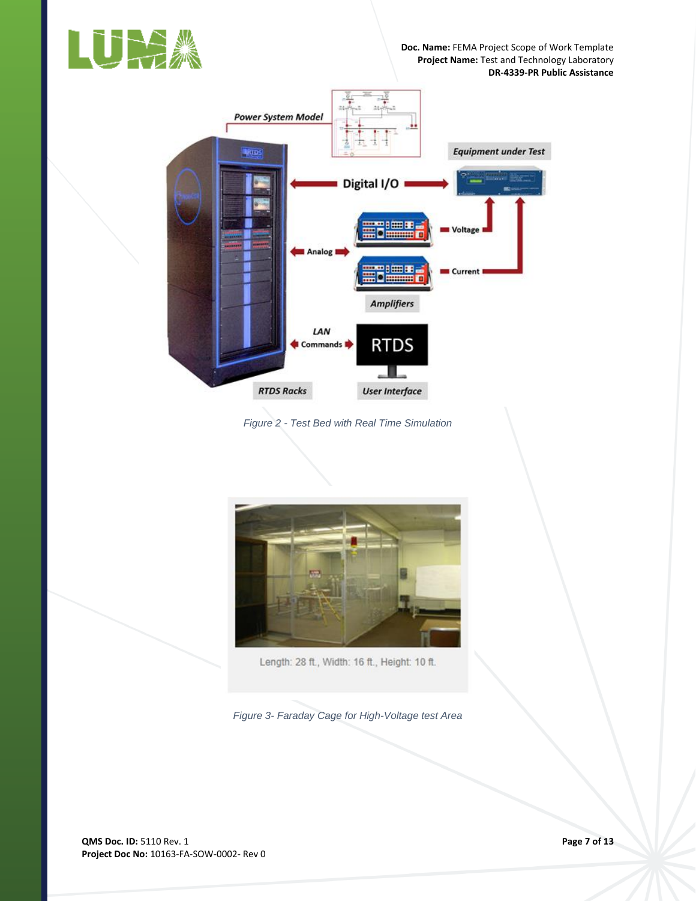Figure 2 - Test Bed with Real Time Simulation

Length: 28 ft., Width: 16 ft., Height: 10 ft.

Figure 3- Faraday Cage for High-Voltage test Area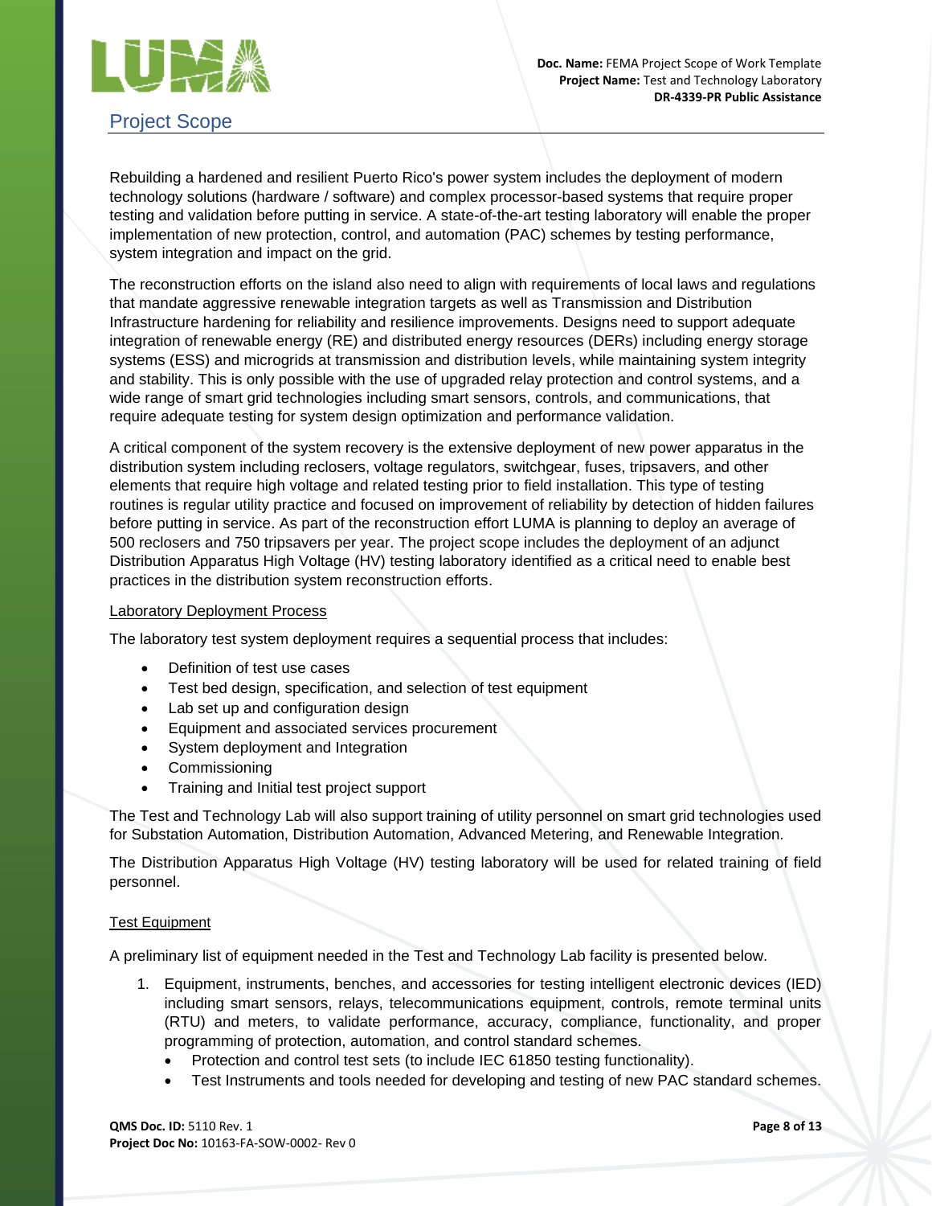## Project Scope

Rebuilding a hardened and resilient Puerto Rico's power system includes the deployment of modern technology solutions (hardware / software) and complex processor-based systems that require proper testing and validation before putting in service. A state-of-the-art testing laboratory will enable the proper implementation of new protection, control, and automation (PAC) schemes by testing performance, system integration and impact on the grid.

The reconstruction efforts on the island also need to align with requirements of local laws and regulations that mandate aggressive renewable integration targets as well as Transmission and Distribution Infrastructure hardening for reliability and resilience improvements. Designs need to support adequate integration of renewable energy (RE) and distributed energy resources (DERs) including energy storage systems (ESS) and microgrids at transmission and distribution levels, while maintaining system integrity and stability. This is only possible with the use of upgraded relay protection and control systems, and a wide range of smart grid technologies including smart sensors, controls, and communications, that require adequate testing for system design optimization and performance validation.

A critical component of the system recovery is the extensive deployment of new power apparatus in the distribution system including reclosers, voltage regulators, switchgear, fuses, tripsavers, and other elements that require high voltage and related testing prior to field installation. This type of testing routines is regular utility practice and focused on improvement of reliability by detection of hidden failures before putting in service. As part of the reconstruction effort LUMA is planning to deploy an average of 500 reclosers and 750 tripsavers per year. The project scope includes the deployment of an adjunct Distribution Apparatus High Voltage (HV) testing laboratory identified as a critical need to enable best practices in the distribution system reconstruction efforts.

Laboratory Deployment Process

The laboratory test system deployment requires a sequential process that includes:

- Definition of test use cases
- Test bed design, specification, and selection of test equipment
- Lab set up and configuration design
- Equipment and associated services procurement
- System deployment and Integration
- Commissioning
- Training and Initial test project support

The Test and Technology Lab will also support training of utility personnel on smart grid technologies used for Substation Automation, Distribution Automation, Advanced Metering, and Renewable Integration.

The Distribution Apparatus High Voltage (HV) testing laboratory will be used for related training of field personnel.

Test Equipment

A preliminary list of equipment needed in the Test and Technology Lab facility is presented below.

1. Equipment, instruments, benches, and accessories for testing intelligent electronic devices (IED) including smart sensors, relays, telecommunications equipment, controls, remote terminal units (RTU) and meters, to validate performance, accuracy, compliance, functionality, and proper programming of protection, automation, and control standard schemes.
    - Protection and control test sets (to include IEC 61850 testing functionality).
    - Test Instruments and tools needed for developing and testing of new PAC standard schemes.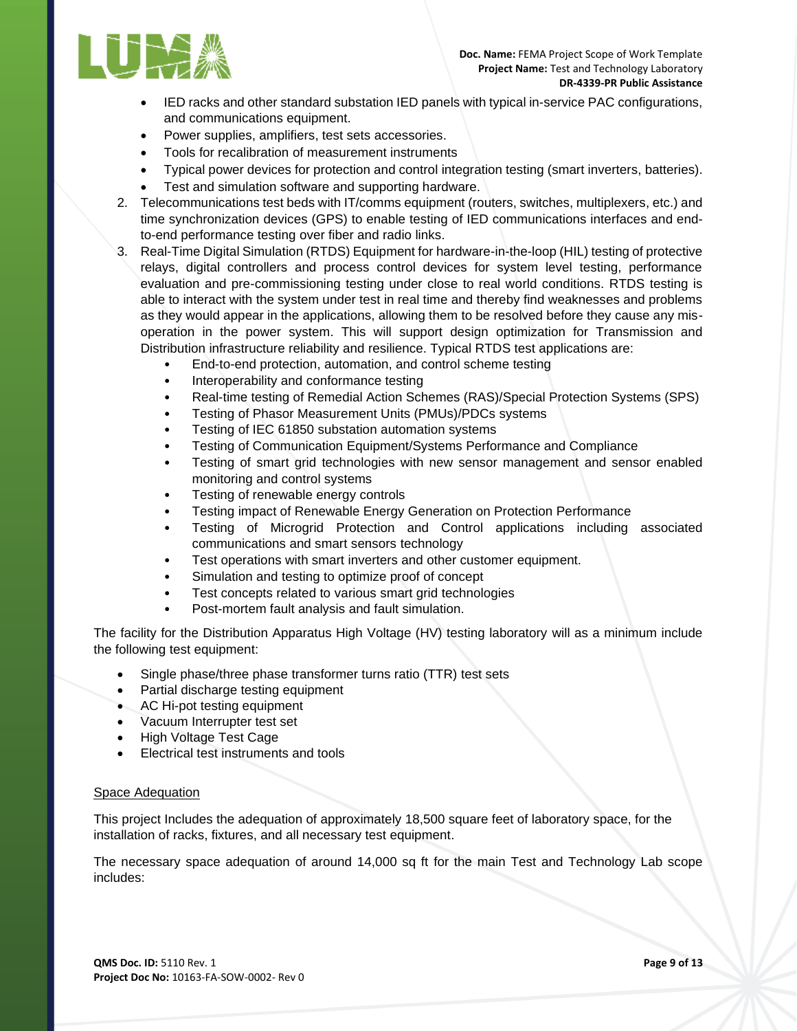- IED racks and other standard substation IED panels with typical in-service PAC configurations, and communications equipment.
- Power supplies, amplifiers, test sets accessories.
- Tools for recalibration of measurement instruments
- Typical power devices for protection and control integration testing (smart inverters, batteries).
- Test and simulation software and supporting hardware.

2. Telecommunications test beds with IT/comms equipment (routers, switches, multiplexers, etc.) and time synchronization devices (GPS) to enable testing of IED communications interfaces and end-to-end performance testing over fiber and radio links.
3. Real-Time Digital Simulation (RTDS) Equipment for hardware-in-the-loop (HIL) testing of protective relays, digital controllers and process control devices for system level testing, performance evaluation and pre-commissioning testing under close to real world conditions. RTDS testing is able to interact with the system under test in real time and thereby find weaknesses and problems as they would appear in the applications, allowing them to be resolved before they cause any mis-operation in the power system. This will support design optimization for Transmission and Distribution infrastructure reliability and resilience. Typical RTDS test applications are:
    - End-to-end protection, automation, and control scheme testing
    - Interoperability and conformance testing
    - Real-time testing of Remedial Action Schemes (RAS)/Special Protection Systems (SPS)
    - Testing of Phasor Measurement Units (PMUs)/PDCs systems
    - Testing of IEC 61850 substation automation systems
    - Testing of Communication Equipment/Systems Performance and Compliance
    - Testing of smart grid technologies with new sensor management and sensor enabled monitoring and control systems
    - Testing of renewable energy controls
    - Testing impact of Renewable Energy Generation on Protection Performance
    - Testing of Microgrid Protection and Control applications including associated communications and smart sensors technology
    - Test operations with smart inverters and other customer equipment.
    - Simulation and testing to optimize proof of concept
    - Test concepts related to various smart grid technologies
    - Post-mortem fault analysis and fault simulation.

The facility for the Distribution Apparatus High Voltage (HV) testing laboratory will as a minimum include the following test equipment:

- Single phase/three phase transformer turns ratio (TTR) test sets
- Partial discharge testing equipment
- AC Hi-pot testing equipment
- Vacuum Interrupter test set
- High Voltage Test Cage
- Electrical test instruments and tools

<u>Space Adequation</u>

This project Includes the adequation of approximately 18,500 square feet of laboratory space, for the installation of racks, fixtures, and all necessary test equipment.

The necessary space adequation of around 14,000 sq ft for the main Test and Technology Lab scope includes: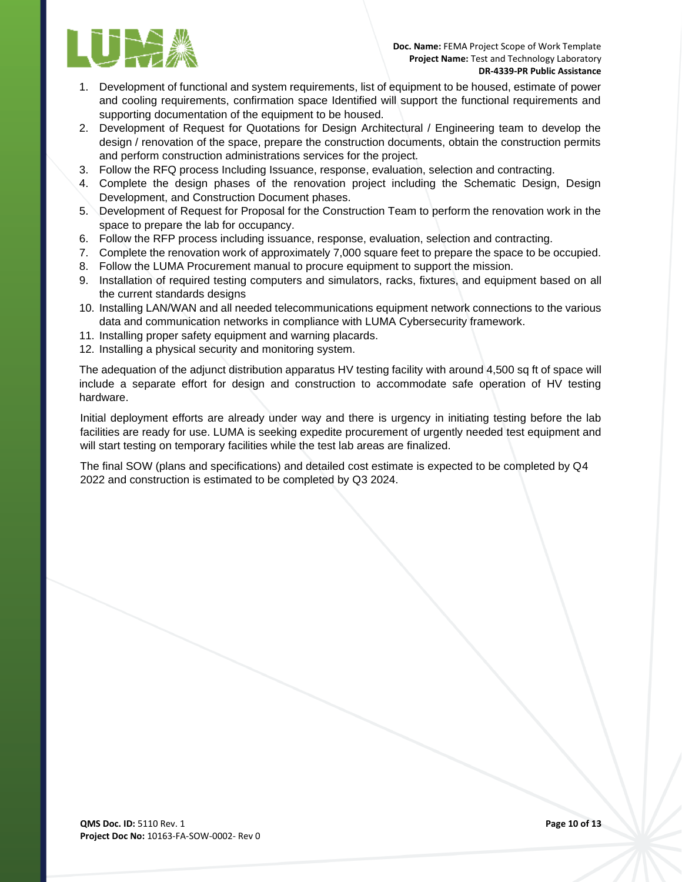1. Development of functional and system requirements, list of equipment to be housed, estimate of power and cooling requirements, confirmation space Identified will support the functional requirements and supporting documentation of the equipment to be housed.
2. Development of Request for Quotations for Design Architectural / Engineering team to develop the design / renovation of the space, prepare the construction documents, obtain the construction permits and perform construction administrations services for the project.
3. Follow the RFQ process Including Issuance, response, evaluation, selection and contracting.
4. Complete the design phases of the renovation project including the Schematic Design, Design Development, and Construction Document phases.
5. Development of Request for Proposal for the Construction Team to perform the renovation work in the space to prepare the lab for occupancy.
6. Follow the RFP process including issuance, response, evaluation, selection and contracting.
7. Complete the renovation work of approximately 7,000 square feet to prepare the space to be occupied.
8. Follow the LUMA Procurement manual to procure equipment to support the mission.
9. Installation of required testing computers and simulators, racks, fixtures, and equipment based on all the current standards designs
10. Installing LAN/WAN and all needed telecommunications equipment network connections to the various data and communication networks in compliance with LUMA Cybersecurity framework.
11. Installing proper safety equipment and warning placards.
12. Installing a physical security and monitoring system.

The adequation of the adjunct distribution apparatus HV testing facility with around 4,500 sq ft of space will include a separate effort for design and construction to accommodate safe operation of HV testing hardware.

Initial deployment efforts are already under way and there is urgency in initiating testing before the lab facilities are ready for use. LUMA is seeking expedite procurement of urgently needed test equipment and will start testing on temporary facilities while the test lab areas are finalized.

The final SOW (plans and specifications) and detailed cost estimate is expected to be completed by Q4 2022 and construction is estimated to be completed by Q3 2024.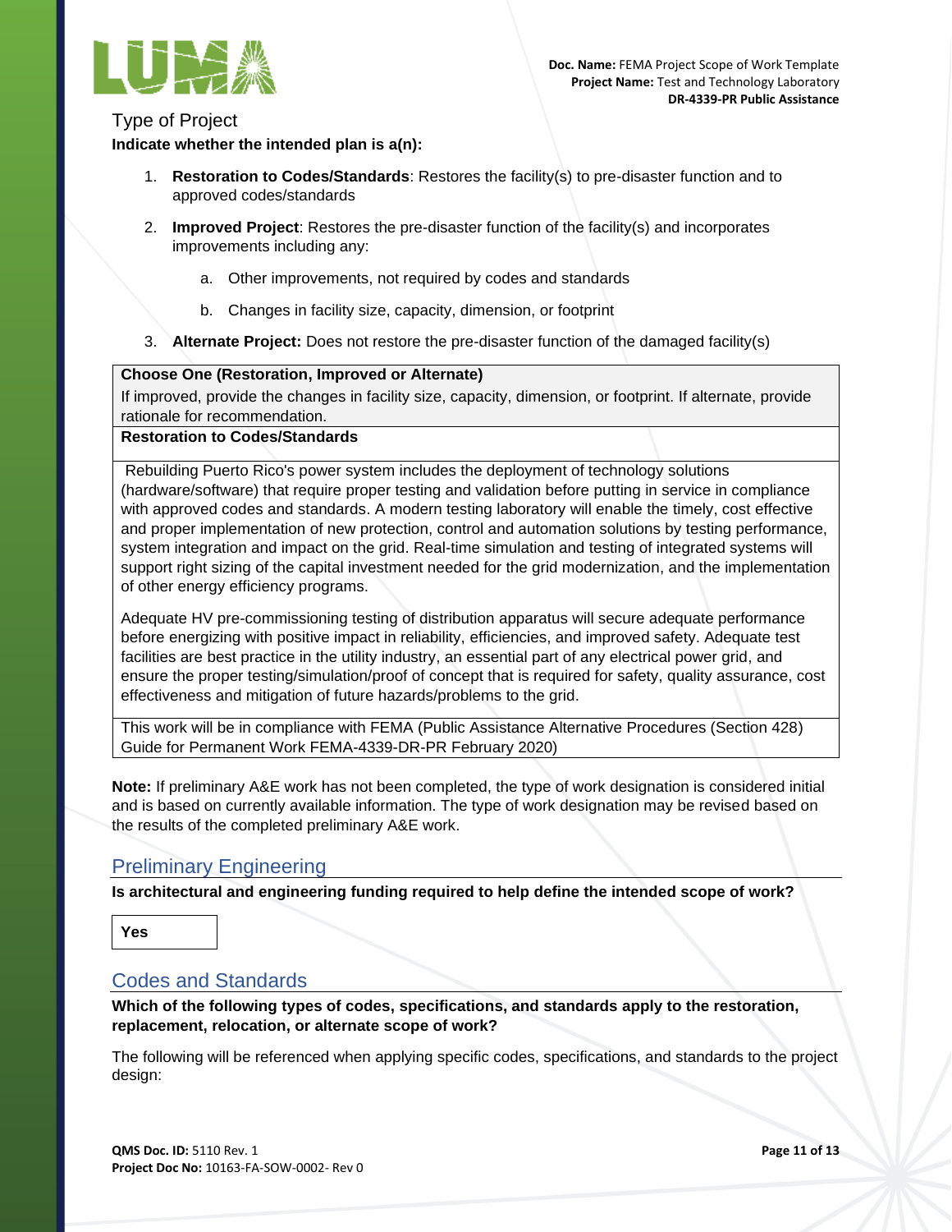## Type of Project

**Indicate whether the intended plan is a(n):**

1. **Restoration to Codes/Standards**: Restores the facility(s) to pre-disaster function and to approved codes/standards
2. **Improved Project**: Restores the pre-disaster function of the facility(s) and incorporates improvements including any:
    a. Other improvements, not required by codes and standards
    b. Changes in facility size, capacity, dimension, or footprint
3. **Alternate Project:** Does not restore the pre-disaster function of the damaged facility(s)

| **Choose One (Restoration, Improved or Alternate)**<br>If improved, provide the changes in facility size, capacity, dimension, or footprint. If alternate, provide rationale for recommendation. |
|---|
| **Restoration to Codes/Standards** |
| Rebuilding Puerto Rico's power system includes the deployment of technology solutions (hardware/software) that require proper testing and validation before putting in service in compliance with approved codes and standards. A modern testing laboratory will enable the timely, cost effective and proper implementation of new protection, control and automation solutions by testing performance, system integration and impact on the grid. Real-time simulation and testing of integrated systems will support right sizing of the capital investment needed for the grid modernization, and the implementation of other energy efficiency programs.<br><br>Adequate HV pre-commissioning testing of distribution apparatus will secure adequate performance before energizing with positive impact in reliability, efficiencies, and improved safety. Adequate test facilities are best practice in the utility industry, an essential part of any electrical power grid, and ensure the proper testing/simulation/proof of concept that is required for safety, quality assurance, cost effectiveness and mitigation of future hazards/problems to the grid. |
| This work will be in compliance with FEMA (Public Assistance Alternative Procedures (Section 428) Guide for Permanent Work FEMA-4339-DR-PR February 2020) |

**Note:** If preliminary A&E work has not been completed, the type of work designation is considered initial and is based on currently available information. The type of work designation may be revised based on the results of the completed preliminary A&E work.

## Preliminary Engineering

**Is architectural and engineering funding required to help define the intended scope of work?**

| **Yes** |
|---|

## Codes and Standards

**Which of the following types of codes, specifications, and standards apply to the restoration, replacement, relocation, or alternate scope of work?**

The following will be referenced when applying specific codes, specifications, and standards to the project design: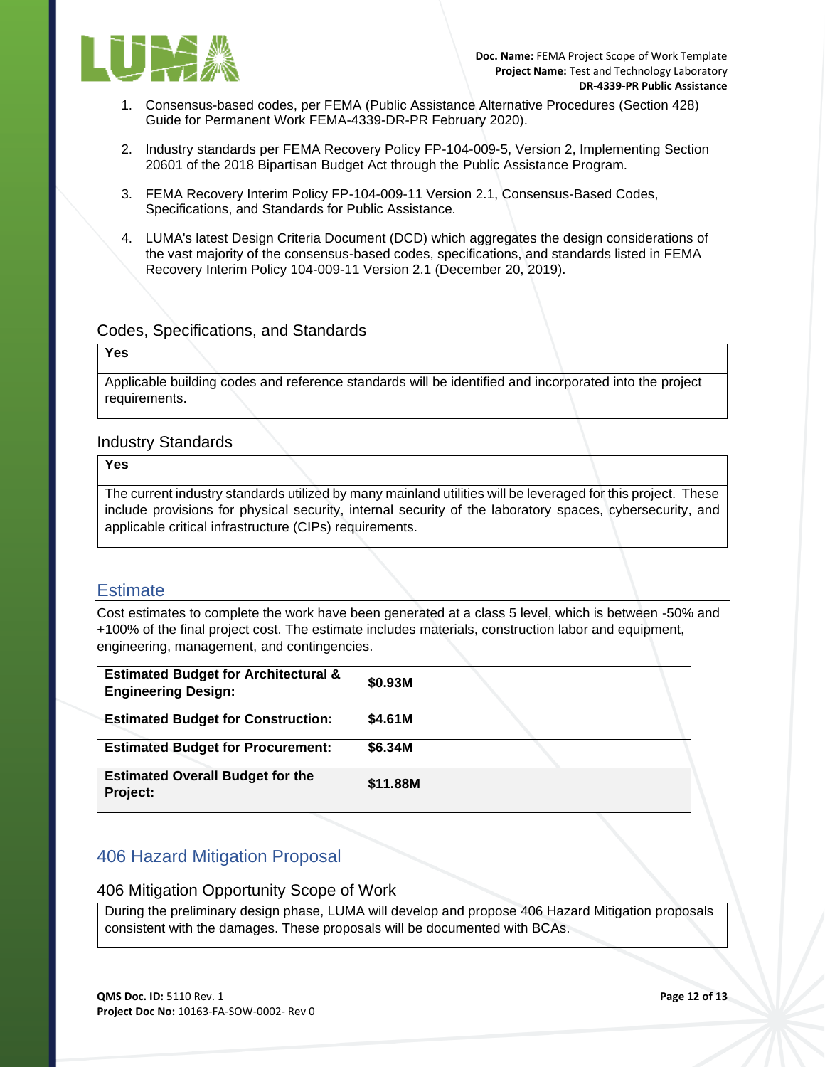1. Consensus-based codes, per FEMA (Public Assistance Alternative Procedures (Section 428) Guide for Permanent Work FEMA-4339-DR-PR February 2020).

2. Industry standards per FEMA Recovery Policy FP-104-009-5, Version 2, Implementing Section 20601 of the 2018 Bipartisan Budget Act through the Public Assistance Program.

3. FEMA Recovery Interim Policy FP-104-009-11 Version 2.1, Consensus-Based Codes, Specifications, and Standards for Public Assistance.

4. LUMA's latest Design Criteria Document (DCD) which aggregates the design considerations of the vast majority of the consensus-based codes, specifications, and standards listed in FEMA Recovery Interim Policy 104-009-11 Version 2.1 (December 20, 2019).

### Codes, Specifications, and Standards

| **Yes** |
|---|
| Applicable building codes and reference standards will be identified and incorporated into the project requirements. |

### Industry Standards

| **Yes** |
|---|
| The current industry standards utilized by many mainland utilities will be leveraged for this project. These include provisions for physical security, internal security of the laboratory spaces, cybersecurity, and applicable critical infrastructure (CIPs) requirements. |

## Estimate

Cost estimates to complete the work have been generated at a class 5 level, which is between -50% and +100% of the final project cost. The estimate includes materials, construction labor and equipment, engineering, management, and contingencies.

| | |
|---|---|
| **Estimated Budget for Architectural & Engineering Design:** | **$0.93M** |
| **Estimated Budget for Construction:** | **$4.61M** |
| **Estimated Budget for Procurement:** | **$6.34M** |
| **Estimated Overall Budget for the Project:** | **$11.88M** |

## 406 Hazard Mitigation Proposal

### 406 Mitigation Opportunity Scope of Work

| During the preliminary design phase, LUMA will develop and propose 406 Hazard Mitigation proposals consistent with the damages. These proposals will be documented with BCAs. |
|---|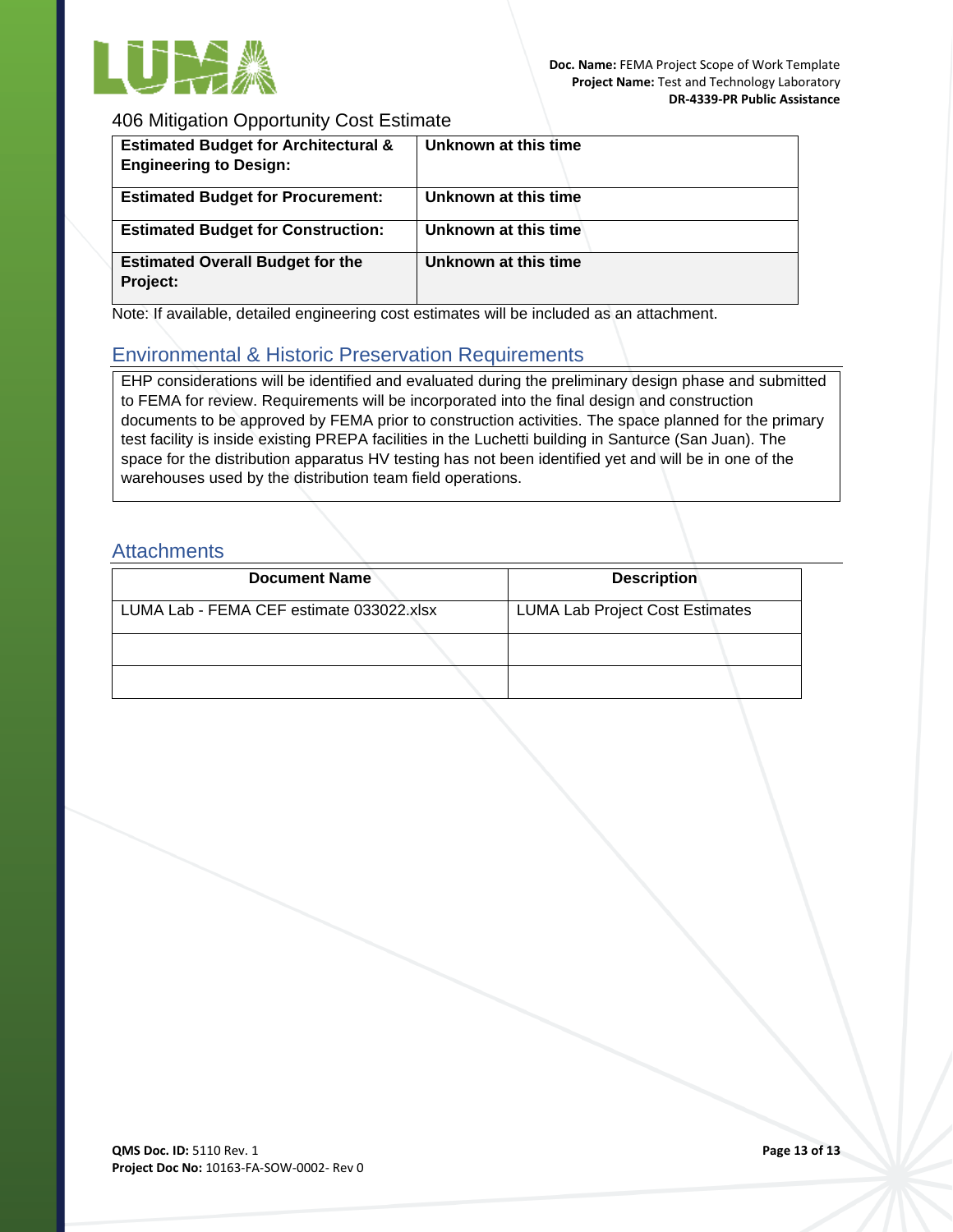406 Mitigation Opportunity Cost Estimate

| **Estimated Budget for Architectural & Engineering to Design:** | **Unknown at this time** |
|---|---|
| **Estimated Budget for Procurement:** | **Unknown at this time** |
| **Estimated Budget for Construction:** | **Unknown at this time** |
| **Estimated Overall Budget for the Project:** | **Unknown at this time** |

Note: If available, detailed engineering cost estimates will be included as an attachment.

## Environmental & Historic Preservation Requirements

EHP considerations will be identified and evaluated during the preliminary design phase and submitted to FEMA for review. Requirements will be incorporated into the final design and construction documents to be approved by FEMA prior to construction activities. The space planned for the primary test facility is inside existing PREPA facilities in the Luchetti building in Santurce (San Juan). The space for the distribution apparatus HV testing has not been identified yet and will be in one of the warehouses used by the distribution team field operations.

## Attachments

| Document Name | Description |
|---|---|
| LUMA Lab - FEMA CEF estimate 033022.xlsx | LUMA Lab Project Cost Estimates |
| | |
| | |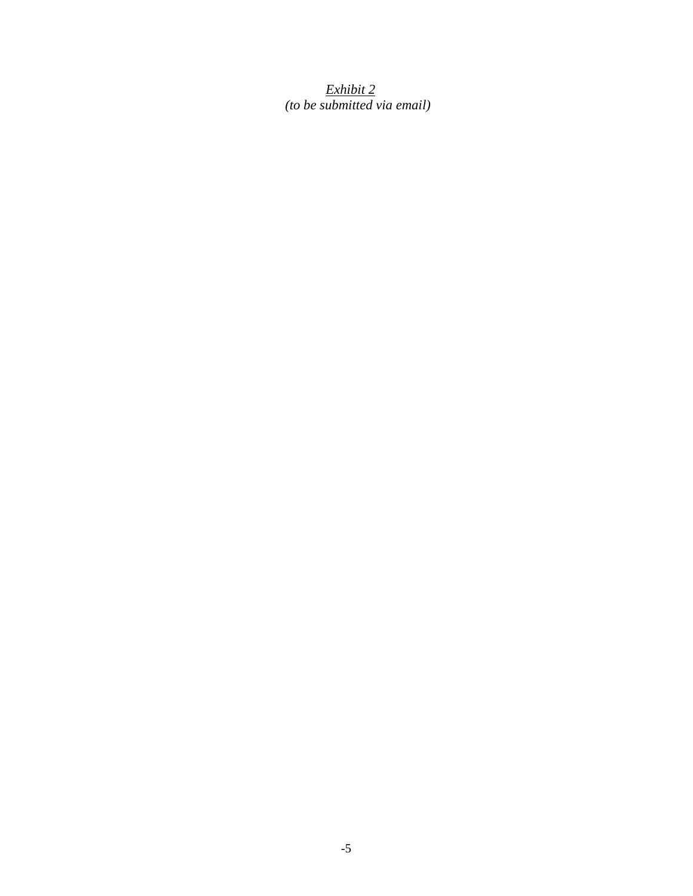*<u>Exhibit 2</u>*
*(to be submitted via email)*